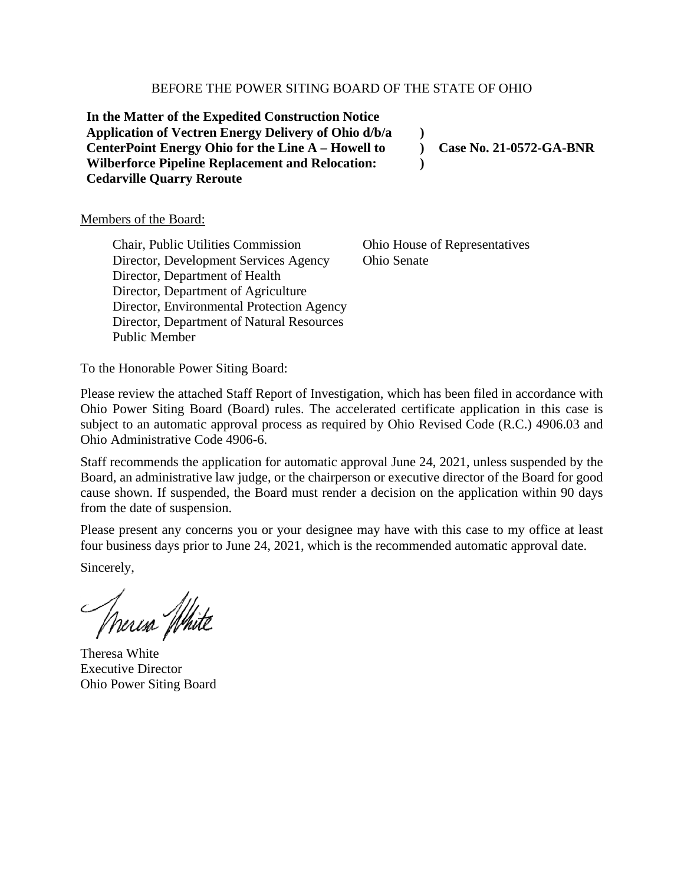BEFORE THE POWER SITING BOARD OF THE STATE OF OHIO

| | | |
|---|---|---|
| **In the Matter of the Expedited Construction Notice Application of Vectren Energy Delivery of Ohio d/b/a CenterPoint Energy Ohio for the Line A – Howell to Wilberforce Pipeline Replacement and Relocation: Cedarville Quarry Reroute** | **)<br>)<br>)** | **Case No. 21-0572-GA-BNR** |

Members of the Board:

Chair, Public Utilities Commission
Director, Development Services Agency
Director, Department of Health
Director, Department of Agriculture
Director, Environmental Protection Agency
Director, Department of Natural Resources
Public Member
Ohio House of Representatives
Ohio Senate

To the Honorable Power Siting Board:

Please review the attached Staff Report of Investigation, which has been filed in accordance with Ohio Power Siting Board (Board) rules. The accelerated certificate application in this case is subject to an automatic approval process as required by Ohio Revised Code (R.C.) 4906.03 and Ohio Administrative Code 4906-6.

Staff recommends the application for automatic approval June 24, 2021, unless suspended by the Board, an administrative law judge, or the chairperson or executive director of the Board for good cause shown. If suspended, the Board must render a decision on the application within 90 days from the date of suspension.

Please present any concerns you or your designee may have with this case to my office at least four business days prior to June 24, 2021, which is the recommended automatic approval date.

Sincerely,

Theresa White
Executive Director
Ohio Power Siting Board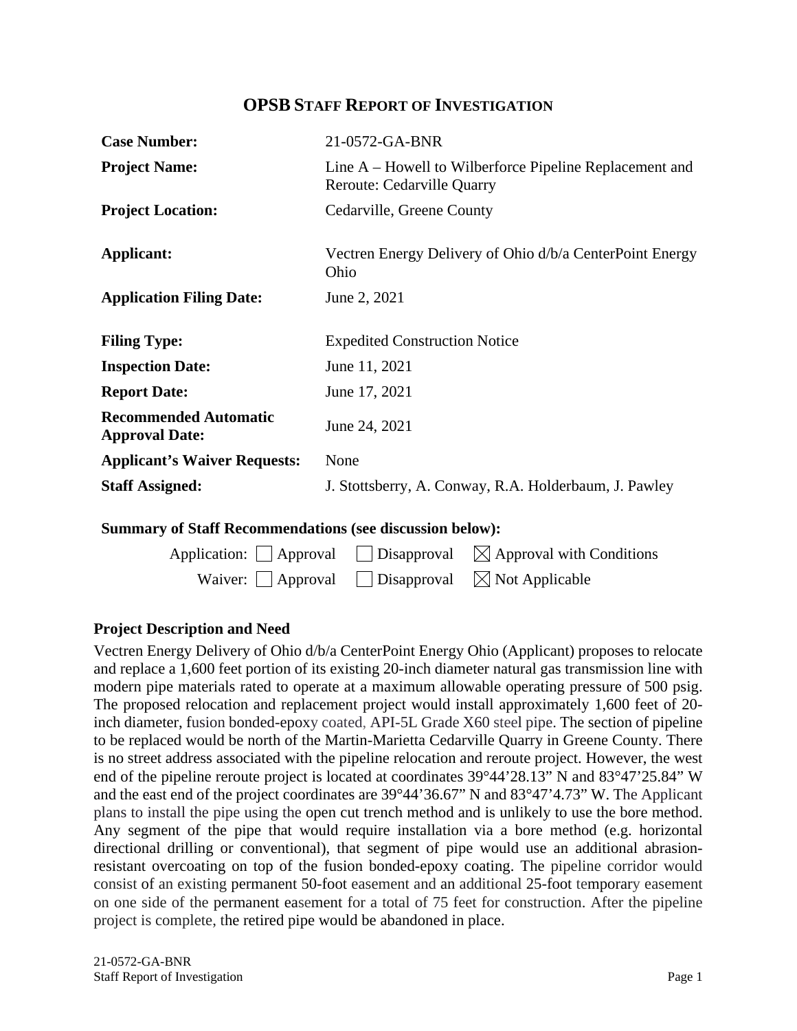# OPSB STAFF REPORT OF INVESTIGATION

| | |
|---|---|
| **Case Number:** | 21-0572-GA-BNR |
| **Project Name:** | Line A – Howell to Wilberforce Pipeline Replacement and Reroute: Cedarville Quarry |
| **Project Location:** | Cedarville, Greene County |
| **Applicant:** | Vectren Energy Delivery of Ohio d/b/a CenterPoint Energy Ohio |
| **Application Filing Date:** | June 2, 2021 |
| **Filing Type:** | Expedited Construction Notice |
| **Inspection Date:** | June 11, 2021 |
| **Report Date:** | June 17, 2021 |
| **Recommended Automatic Approval Date:** | June 24, 2021 |
| **Applicant's Waiver Requests:** | None |
| **Staff Assigned:** | J. Stottsberry, A. Conway, R.A. Holderbaum, J. Pawley |

**Summary of Staff Recommendations (see discussion below):**

Application: ☐ Approval ☐ Disapproval ☒ Approval with Conditions

Waiver: ☐ Approval ☐ Disapproval ☒ Not Applicable

## Project Description and Need

Vectren Energy Delivery of Ohio d/b/a CenterPoint Energy Ohio (Applicant) proposes to relocate and replace a 1,600 feet portion of its existing 20-inch diameter natural gas transmission line with modern pipe materials rated to operate at a maximum allowable operating pressure of 500 psig. The proposed relocation and replacement project would install approximately 1,600 feet of 20-inch diameter, fusion bonded-epoxy coated, API-5L Grade X60 steel pipe. The section of pipeline to be replaced would be north of the Martin-Marietta Cedarville Quarry in Greene County. There is no street address associated with the pipeline relocation and reroute project. However, the west end of the pipeline reroute project is located at coordinates 39°44'28.13" N and 83°47'25.84" W and the east end of the project coordinates are 39°44'36.67" N and 83°47'4.73" W. The Applicant plans to install the pipe using the open cut trench method and is unlikely to use the bore method. Any segment of the pipe that would require installation via a bore method (e.g. horizontal directional drilling or conventional), that segment of pipe would use an additional abrasion-resistant overcoating on top of the fusion bonded-epoxy coating. The pipeline corridor would consist of an existing permanent 50-foot easement and an additional 25-foot temporary easement on one side of the permanent easement for a total of 75 feet for construction. After the pipeline project is complete, the retired pipe would be abandoned in place.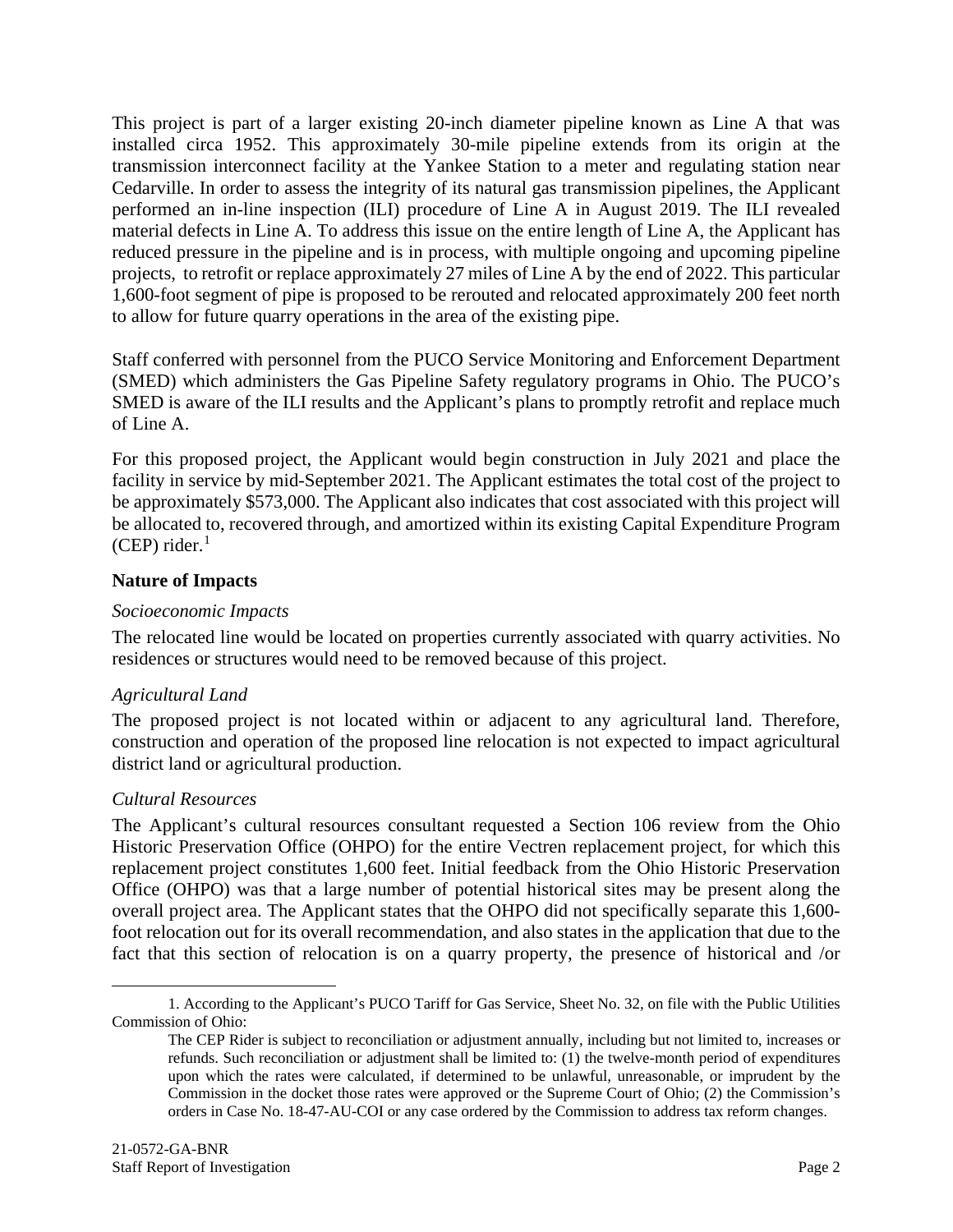This project is part of a larger existing 20-inch diameter pipeline known as Line A that was installed circa 1952. This approximately 30-mile pipeline extends from its origin at the transmission interconnect facility at the Yankee Station to a meter and regulating station near Cedarville. In order to assess the integrity of its natural gas transmission pipelines, the Applicant performed an in-line inspection (ILI) procedure of Line A in August 2019. The ILI revealed material defects in Line A. To address this issue on the entire length of Line A, the Applicant has reduced pressure in the pipeline and is in process, with multiple ongoing and upcoming pipeline projects, to retrofit or replace approximately 27 miles of Line A by the end of 2022. This particular 1,600-foot segment of pipe is proposed to be rerouted and relocated approximately 200 feet north to allow for future quarry operations in the area of the existing pipe.

Staff conferred with personnel from the PUCO Service Monitoring and Enforcement Department (SMED) which administers the Gas Pipeline Safety regulatory programs in Ohio. The PUCO's SMED is aware of the ILI results and the Applicant's plans to promptly retrofit and replace much of Line A.

For this proposed project, the Applicant would begin construction in July 2021 and place the facility in service by mid-September 2021. The Applicant estimates the total cost of the project to be approximately $573,000. The Applicant also indicates that cost associated with this project will be allocated to, recovered through, and amortized within its existing Capital Expenditure Program (CEP) rider.[1]

## Nature of Impacts

### *Socioeconomic Impacts*

The relocated line would be located on properties currently associated with quarry activities. No residences or structures would need to be removed because of this project.

### *Agricultural Land*

The proposed project is not located within or adjacent to any agricultural land. Therefore, construction and operation of the proposed line relocation is not expected to impact agricultural district land or agricultural production.

### *Cultural Resources*

The Applicant's cultural resources consultant requested a Section 106 review from the Ohio Historic Preservation Office (OHPO) for the entire Vectren replacement project, for which this replacement project constitutes 1,600 feet. Initial feedback from the Ohio Historic Preservation Office (OHPO) was that a large number of potential historical sites may be present along the overall project area. The Applicant states that the OHPO did not specifically separate this 1,600-foot relocation out for its overall recommendation, and also states in the application that due to the fact that this section of relocation is on a quarry property, the presence of historical and /or

---

1. According to the Applicant's PUCO Tariff for Gas Service, Sheet No. 32, on file with the Public Utilities Commission of Ohio:

   The CEP Rider is subject to reconciliation or adjustment annually, including but not limited to, increases or refunds. Such reconciliation or adjustment shall be limited to: (1) the twelve-month period of expenditures upon which the rates were calculated, if determined to be unlawful, unreasonable, or imprudent by the Commission in the docket those rates were approved or the Supreme Court of Ohio; (2) the Commission's orders in Case No. 18-47-AU-COI or any case ordered by the Commission to address tax reform changes.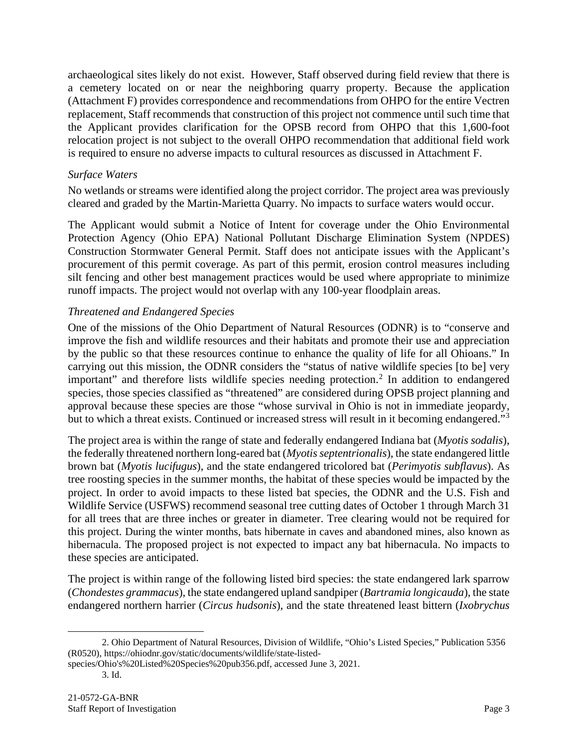archaeological sites likely do not exist. However, Staff observed during field review that there is a cemetery located on or near the neighboring quarry property. Because the application (Attachment F) provides correspondence and recommendations from OHPO for the entire Vectren replacement, Staff recommends that construction of this project not commence until such time that the Applicant provides clarification for the OPSB record from OHPO that this 1,600-foot relocation project is not subject to the overall OHPO recommendation that additional field work is required to ensure no adverse impacts to cultural resources as discussed in Attachment F.

*Surface Waters*

No wetlands or streams were identified along the project corridor. The project area was previously cleared and graded by the Martin-Marietta Quarry. No impacts to surface waters would occur.

The Applicant would submit a Notice of Intent for coverage under the Ohio Environmental Protection Agency (Ohio EPA) National Pollutant Discharge Elimination System (NPDES) Construction Stormwater General Permit. Staff does not anticipate issues with the Applicant's procurement of this permit coverage. As part of this permit, erosion control measures including silt fencing and other best management practices would be used where appropriate to minimize runoff impacts. The project would not overlap with any 100-year floodplain areas.

*Threatened and Endangered Species*

One of the missions of the Ohio Department of Natural Resources (ODNR) is to "conserve and improve the fish and wildlife resources and their habitats and promote their use and appreciation by the public so that these resources continue to enhance the quality of life for all Ohioans." In carrying out this mission, the ODNR considers the "status of native wildlife species [to be] very important" and therefore lists wildlife species needing protection.[2] In addition to endangered species, those species classified as "threatened" are considered during OPSB project planning and approval because these species are those "whose survival in Ohio is not in immediate jeopardy, but to which a threat exists. Continued or increased stress will result in it becoming endangered."[3]

The project area is within the range of state and federally endangered Indiana bat (*Myotis sodalis*), the federally threatened northern long-eared bat (*Myotis septentrionalis*), the state endangered little brown bat (*Myotis lucifugus*), and the state endangered tricolored bat (*Perimyotis subflavus*). As tree roosting species in the summer months, the habitat of these species would be impacted by the project. In order to avoid impacts to these listed bat species, the ODNR and the U.S. Fish and Wildlife Service (USFWS) recommend seasonal tree cutting dates of October 1 through March 31 for all trees that are three inches or greater in diameter. Tree clearing would not be required for this project. During the winter months, bats hibernate in caves and abandoned mines, also known as hibernacula. The proposed project is not expected to impact any bat hibernacula. No impacts to these species are anticipated.

The project is within range of the following listed bird species: the state endangered lark sparrow (*Chondestes grammacus*), the state endangered upland sandpiper (*Bartramia longicauda*), the state endangered northern harrier (*Circus hudsonis*), and the state threatened least bittern (*Ixobrychus

---

2. Ohio Department of Natural Resources, Division of Wildlife, "Ohio's Listed Species," Publication 5356 (R0520), https://ohiodnr.gov/static/documents/wildlife/state-listed-species/Ohio's%20Listed%20Species%20pub356.pdf, accessed June 3, 2021.

3. Id.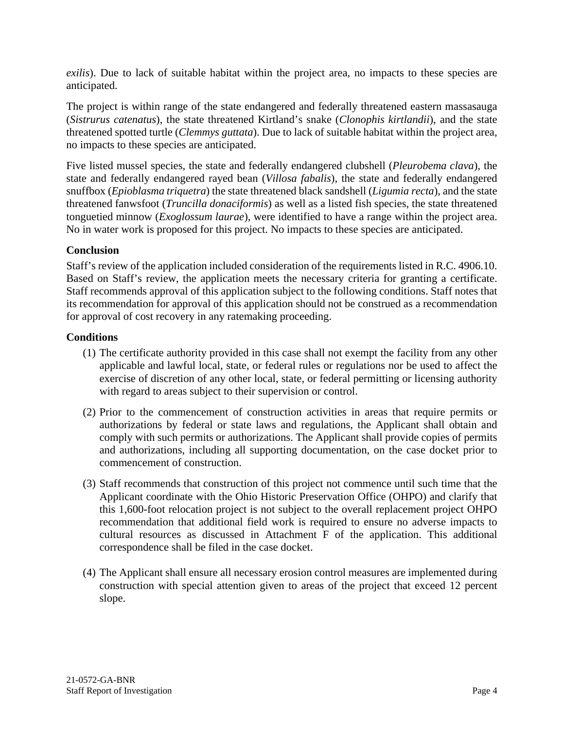*exilis*). Due to lack of suitable habitat within the project area, no impacts to these species are anticipated.

The project is within range of the state endangered and federally threatened eastern massasauga (*Sistrurus catenatus*), the state threatened Kirtland's snake (*Clonophis kirtlandii*), and the state threatened spotted turtle (*Clemmys guttata*). Due to lack of suitable habitat within the project area, no impacts to these species are anticipated.

Five listed mussel species, the state and federally endangered clubshell (*Pleurobema clava*), the state and federally endangered rayed bean (*Villosa fabalis*), the state and federally endangered snuffbox (*Epioblasma triquetra*) the state threatened black sandshell (*Ligumia recta*), and the state threatened fanwsfoot (*Truncilla donaciformis*) as well as a listed fish species, the state threatened tonguetied minnow (*Exoglossum laurae*), were identified to have a range within the project area. No in water work is proposed for this project. No impacts to these species are anticipated.

**Conclusion**

Staff's review of the application included consideration of the requirements listed in R.C. 4906.10. Based on Staff's review, the application meets the necessary criteria for granting a certificate. Staff recommends approval of this application subject to the following conditions. Staff notes that its recommendation for approval of this application should not be construed as a recommendation for approval of cost recovery in any ratemaking proceeding.

**Conditions**

(1) The certificate authority provided in this case shall not exempt the facility from any other applicable and lawful local, state, or federal rules or regulations nor be used to affect the exercise of discretion of any other local, state, or federal permitting or licensing authority with regard to areas subject to their supervision or control.

(2) Prior to the commencement of construction activities in areas that require permits or authorizations by federal or state laws and regulations, the Applicant shall obtain and comply with such permits or authorizations. The Applicant shall provide copies of permits and authorizations, including all supporting documentation, on the case docket prior to commencement of construction.

(3) Staff recommends that construction of this project not commence until such time that the Applicant coordinate with the Ohio Historic Preservation Office (OHPO) and clarify that this 1,600-foot relocation project is not subject to the overall replacement project OHPO recommendation that additional field work is required to ensure no adverse impacts to cultural resources as discussed in Attachment F of the application. This additional correspondence shall be filed in the case docket.

(4) The Applicant shall ensure all necessary erosion control measures are implemented during construction with special attention given to areas of the project that exceed 12 percent slope.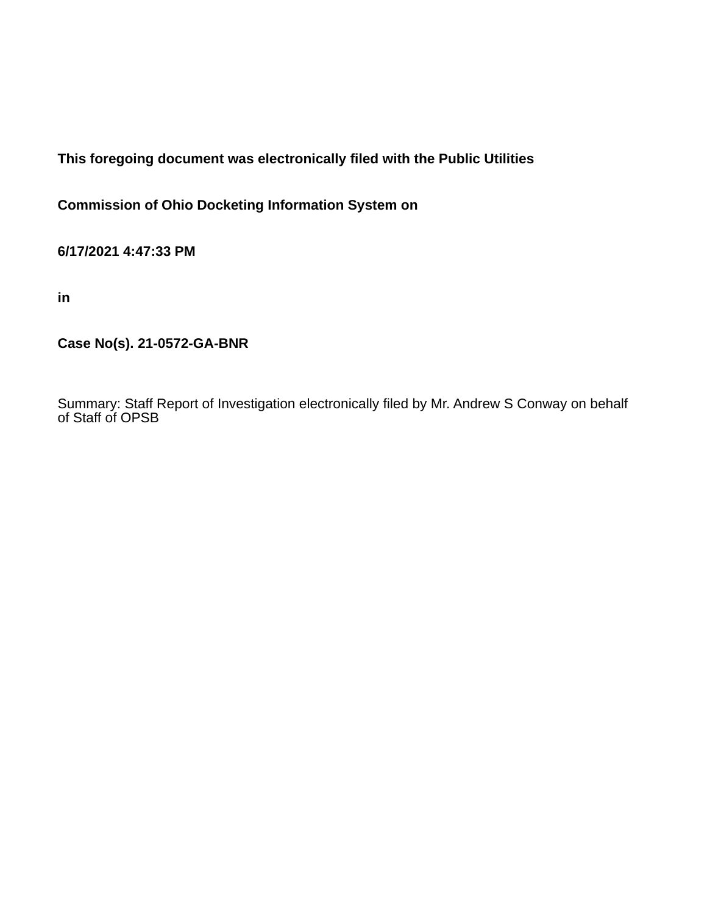**This foregoing document was electronically filed with the Public Utilities**

**Commission of Ohio Docketing Information System on**

**6/17/2021 4:47:33 PM**

**in**

**Case No(s). 21-0572-GA-BNR**

Summary: Staff Report of Investigation electronically filed by Mr. Andrew S Conway on behalf of Staff of OPSB